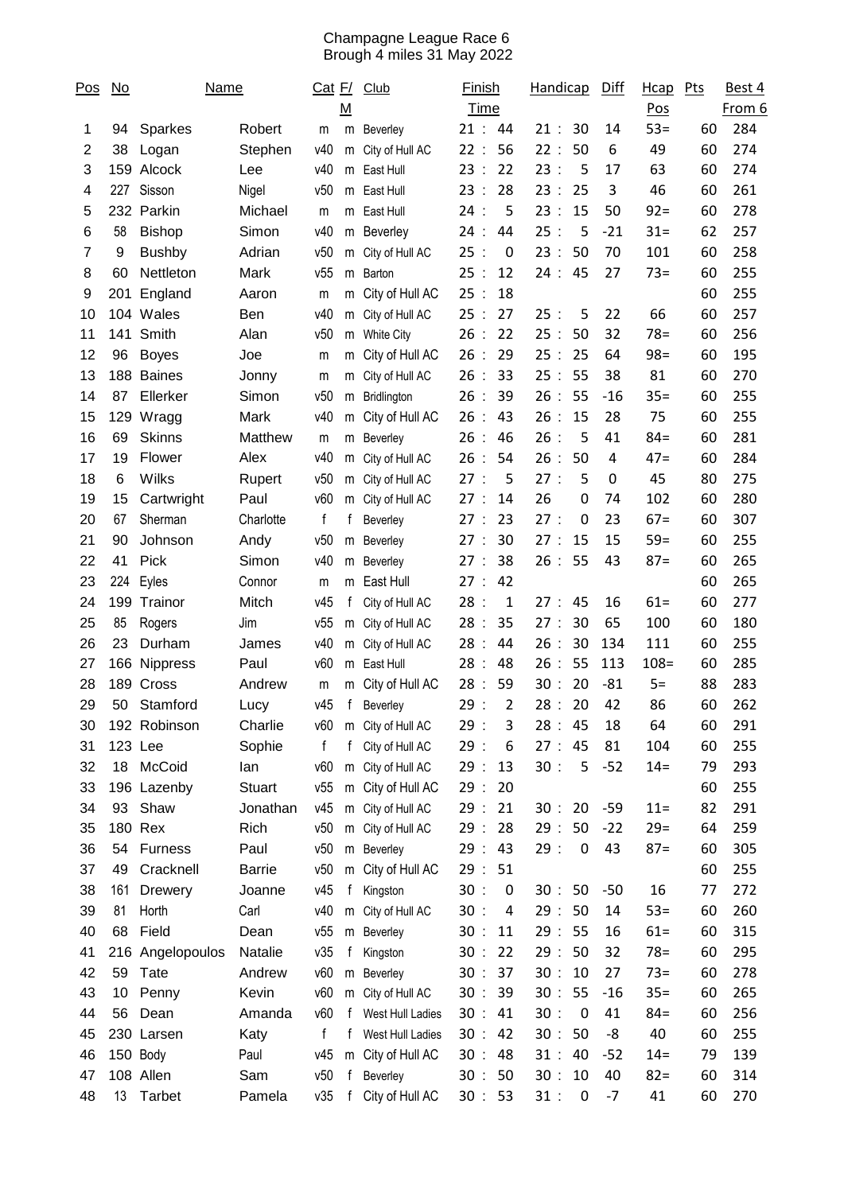Champagne League Race 6
Brough 4 miles 31 May 2022

| Pos | No | Name | | Cat | F/M | Club | Finish Time | Handicap | Diff | Hcap Pos | Pts | Best 4 From 6 |
|---|---|---|---|---|---|---|---|---|---|---|---|---|
| 1 | 94 | Sparkes | Robert | m | m | Beverley | 21 : 44 | 21 : 30 | 14 | 53= | 60 | 284 |
| 2 | 38 | Logan | Stephen | v40 | m | City of Hull AC | 22 : 56 | 22 : 50 | 6 | 49 | 60 | 274 |
| 3 | 159 | Alcock | Lee | v40 | m | East Hull | 23 : 22 | 23 : 5 | 17 | 63 | 60 | 274 |
| 4 | 227 | Sisson | Nigel | v50 | m | East Hull | 23 : 28 | 23 : 25 | 3 | 46 | 60 | 261 |
| 5 | 232 | Parkin | Michael | m | m | East Hull | 24 : 5 | 23 : 15 | 50 | 92= | 60 | 278 |
| 6 | 58 | Bishop | Simon | v40 | m | Beverley | 24 : 44 | 25 : 5 | -21 | 31= | 62 | 257 |
| 7 | 9 | Bushby | Adrian | v50 | m | City of Hull AC | 25 : 0 | 23 : 50 | 70 | 101 | 60 | 258 |
| 8 | 60 | Nettleton | Mark | v55 | m | Barton | 25 : 12 | 24 : 45 | 27 | 73= | 60 | 255 |
| 9 | 201 | England | Aaron | m | m | City of Hull AC | 25 : 18 | | | | 60 | 255 |
| 10 | 104 | Wales | Ben | v40 | m | City of Hull AC | 25 : 27 | 25 : 5 | 22 | 66 | 60 | 257 |
| 11 | 141 | Smith | Alan | v50 | m | White City | 26 : 22 | 25 : 50 | 32 | 78= | 60 | 256 |
| 12 | 96 | Boyes | Joe | m | m | City of Hull AC | 26 : 29 | 25 : 25 | 64 | 98= | 60 | 195 |
| 13 | 188 | Baines | Jonny | m | m | City of Hull AC | 26 : 33 | 25 : 55 | 38 | 81 | 60 | 270 |
| 14 | 87 | Ellerker | Simon | v50 | m | Bridlington | 26 : 39 | 26 : 55 | -16 | 35= | 60 | 255 |
| 15 | 129 | Wragg | Mark | v40 | m | City of Hull AC | 26 : 43 | 26 : 15 | 28 | 75 | 60 | 255 |
| 16 | 69 | Skinns | Matthew | m | m | Beverley | 26 : 46 | 26 : 5 | 41 | 84= | 60 | 281 |
| 17 | 19 | Flower | Alex | v40 | m | City of Hull AC | 26 : 54 | 26 : 50 | 4 | 47= | 60 | 284 |
| 18 | 6 | Wilks | Rupert | v50 | m | City of Hull AC | 27 : 5 | 27 : 5 | 0 | 45 | 80 | 275 |
| 19 | 15 | Cartwright | Paul | v60 | m | City of Hull AC | 27 : 14 | 26 0 | 74 | 102 | 60 | 280 |
| 20 | 67 | Sherman | Charlotte | f | f | Beverley | 27 : 23 | 27 : 0 | 23 | 67= | 60 | 307 |
| 21 | 90 | Johnson | Andy | v50 | m | Beverley | 27 : 30 | 27 : 15 | 15 | 59= | 60 | 255 |
| 22 | 41 | Pick | Simon | v40 | m | Beverley | 27 : 38 | 26 : 55 | 43 | 87= | 60 | 265 |
| 23 | 224 | Eyles | Connor | m | m | East Hull | 27 : 42 | | | | 60 | 265 |
| 24 | 199 | Trainor | Mitch | v45 | f | City of Hull AC | 28 : 1 | 27 : 45 | 16 | 61= | 60 | 277 |
| 25 | 85 | Rogers | Jim | v55 | m | City of Hull AC | 28 : 35 | 27 : 30 | 65 | 100 | 60 | 180 |
| 26 | 23 | Durham | James | v40 | m | City of Hull AC | 28 : 44 | 26 : 30 | 134 | 111 | 60 | 255 |
| 27 | 166 | Nippress | Paul | v60 | m | East Hull | 28 : 48 | 26 : 55 | 113 | 108= | 60 | 285 |
| 28 | 189 | Cross | Andrew | m | m | City of Hull AC | 28 : 59 | 30 : 20 | -81 | 5= | 88 | 283 |
| 29 | 50 | Stamford | Lucy | v45 | f | Beverley | 29 : 2 | 28 : 20 | 42 | 86 | 60 | 262 |
| 30 | 192 | Robinson | Charlie | v60 | m | City of Hull AC | 29 : 3 | 28 : 45 | 18 | 64 | 60 | 291 |
| 31 | 123 | Lee | Sophie | f | f | City of Hull AC | 29 : 6 | 27 : 45 | 81 | 104 | 60 | 255 |
| 32 | 18 | McCoid | Ian | v60 | m | City of Hull AC | 29 : 13 | 30 : 5 | -52 | 14= | 79 | 293 |
| 33 | 196 | Lazenby | Stuart | v55 | m | City of Hull AC | 29 : 20 | | | | 60 | 255 |
| 34 | 93 | Shaw | Jonathan | v45 | m | City of Hull AC | 29 : 21 | 30 : 20 | -59 | 11= | 82 | 291 |
| 35 | 180 | Rex | Rich | v50 | m | City of Hull AC | 29 : 28 | 29 : 50 | -22 | 29= | 64 | 259 |
| 36 | 54 | Furness | Paul | v50 | m | Beverley | 29 : 43 | 29 : 0 | 43 | 87= | 60 | 305 |
| 37 | 49 | Cracknell | Barrie | v50 | m | City of Hull AC | 29 : 51 | | | | 60 | 255 |
| 38 | 161 | Drewery | Joanne | v45 | f | Kingston | 30 : 0 | 30 : 50 | -50 | 16 | 77 | 272 |
| 39 | 81 | Horth | Carl | v40 | m | City of Hull AC | 30 : 4 | 29 : 50 | 14 | 53= | 60 | 260 |
| 40 | 68 | Field | Dean | v55 | m | Beverley | 30 : 11 | 29 : 55 | 16 | 61= | 60 | 315 |
| 41 | 216 | Angelopoulos | Natalie | v35 | f | Kingston | 30 : 22 | 29 : 50 | 32 | 78= | 60 | 295 |
| 42 | 59 | Tate | Andrew | v60 | m | Beverley | 30 : 37 | 30 : 10 | 27 | 73= | 60 | 278 |
| 43 | 10 | Penny | Kevin | v60 | m | City of Hull AC | 30 : 39 | 30 : 55 | -16 | 35= | 60 | 265 |
| 44 | 56 | Dean | Amanda | v60 | f | West Hull Ladies | 30 : 41 | 30 : 0 | 41 | 84= | 60 | 256 |
| 45 | 230 | Larsen | Katy | f | f | West Hull Ladies | 30 : 42 | 30 : 50 | -8 | 40 | 60 | 255 |
| 46 | 150 | Body | Paul | v45 | m | City of Hull AC | 30 : 48 | 31 : 40 | -52 | 14= | 79 | 139 |
| 47 | 108 | Allen | Sam | v50 | f | Beverley | 30 : 50 | 30 : 10 | 40 | 82= | 60 | 314 |
| 48 | 13 | Tarbet | Pamela | v35 | f | City of Hull AC | 30 : 53 | 31 : 0 | -7 | 41 | 60 | 270 |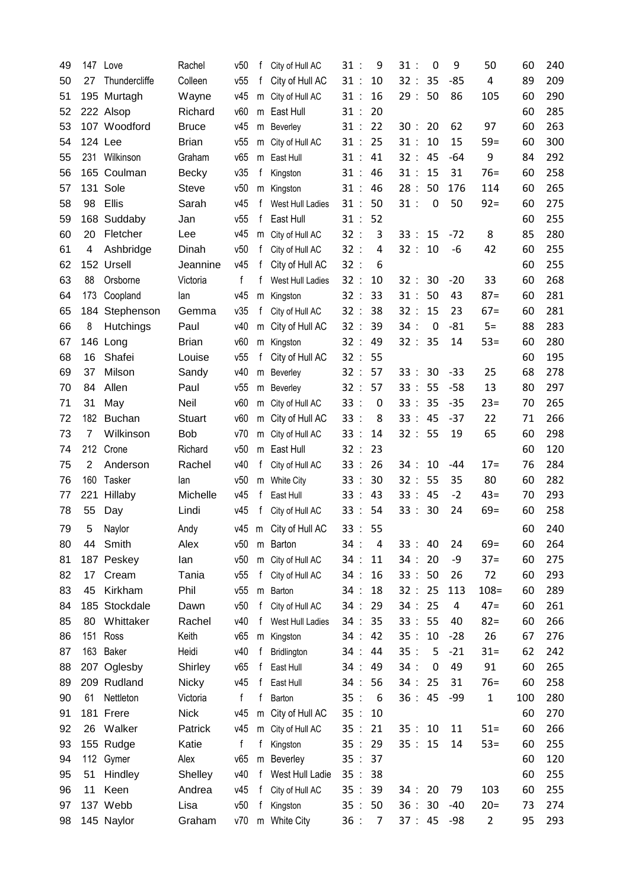| | | | | | | | | | | | | |
|---|---|---|---|---|---|---|---|---|---|---|---|---|
| 49 | 147 | Love | Rachel | v50 | f | City of Hull AC | 31 : 9 | 31 : 0 | 9 | 50 | 60 | 240 |
| 50 | 27 | Thundercliffe | Colleen | v55 | f | City of Hull AC | 31 : 10 | 32 : 35 | -85 | 4 | 89 | 209 |
| 51 | 195 | Murtagh | Wayne | v45 | m | City of Hull AC | 31 : 16 | 29 : 50 | 86 | 105 | 60 | 290 |
| 52 | 222 | Alsop | Richard | v60 | m | East Hull | 31 : 20 | | | | 60 | 285 |
| 53 | 107 | Woodford | Bruce | v45 | m | Beverley | 31 : 22 | 30 : 20 | 62 | 97 | 60 | 263 |
| 54 | 124 | Lee | Brian | v55 | m | City of Hull AC | 31 : 25 | 31 : 10 | 15 | 59= | 60 | 300 |
| 55 | 231 | Wilkinson | Graham | v65 | m | East Hull | 31 : 41 | 32 : 45 | -64 | 9 | 84 | 292 |
| 56 | 165 | Coulman | Becky | v35 | f | Kingston | 31 : 46 | 31 : 15 | 31 | 76= | 60 | 258 |
| 57 | 131 | Sole | Steve | v50 | m | Kingston | 31 : 46 | 28 : 50 | 176 | 114 | 60 | 265 |
| 58 | 98 | Ellis | Sarah | v45 | f | West Hull Ladies | 31 : 50 | 31 : 0 | 50 | 92= | 60 | 275 |
| 59 | 168 | Suddaby | Jan | v55 | f | East Hull | 31 : 52 | | | | 60 | 255 |
| 60 | 20 | Fletcher | Lee | v45 | m | City of Hull AC | 32 : 3 | 33 : 15 | -72 | 8 | 85 | 280 |
| 61 | 4 | Ashbridge | Dinah | v50 | f | City of Hull AC | 32 : 4 | 32 : 10 | -6 | 42 | 60 | 255 |
| 62 | 152 | Ursell | Jeannine | v45 | f | City of Hull AC | 32 : 6 | | | | 60 | 255 |
| 63 | 88 | Orsborne | Victoria | f | f | West Hull Ladies | 32 : 10 | 32 : 30 | -20 | 33 | 60 | 268 |
| 64 | 173 | Coopland | Ian | v45 | m | Kingston | 32 : 33 | 31 : 50 | 43 | 87= | 60 | 281 |
| 65 | 184 | Stephenson | Gemma | v35 | f | City of Hull AC | 32 : 38 | 32 : 15 | 23 | 67= | 60 | 281 |
| 66 | 8 | Hutchings | Paul | v40 | m | City of Hull AC | 32 : 39 | 34 : 0 | -81 | 5= | 88 | 283 |
| 67 | 146 | Long | Brian | v60 | m | Kingston | 32 : 49 | 32 : 35 | 14 | 53= | 60 | 280 |
| 68 | 16 | Shafei | Louise | v55 | f | City of Hull AC | 32 : 55 | | | | 60 | 195 |
| 69 | 37 | Milson | Sandy | v40 | m | Beverley | 32 : 57 | 33 : 30 | -33 | 25 | 68 | 278 |
| 70 | 84 | Allen | Paul | v55 | m | Beverley | 32 : 57 | 33 : 55 | -58 | 13 | 80 | 297 |
| 71 | 31 | May | Neil | v60 | m | City of Hull AC | 33 : 0 | 33 : 35 | -35 | 23= | 70 | 265 |
| 72 | 182 | Buchan | Stuart | v60 | m | City of Hull AC | 33 : 8 | 33 : 45 | -37 | 22 | 71 | 266 |
| 73 | 7 | Wilkinson | Bob | v70 | m | City of Hull AC | 33 : 14 | 32 : 55 | 19 | 65 | 60 | 298 |
| 74 | 212 | Crone | Richard | v50 | m | East Hull | 32 : 23 | | | | 60 | 120 |
| 75 | 2 | Anderson | Rachel | v40 | f | City of Hull AC | 33 : 26 | 34 : 10 | -44 | 17= | 76 | 284 |
| 76 | 160 | Tasker | Ian | v50 | m | White City | 33 : 30 | 32 : 55 | 35 | 80 | 60 | 282 |
| 77 | 221 | Hillaby | Michelle | v45 | f | East Hull | 33 : 43 | 33 : 45 | -2 | 43= | 70 | 293 |
| 78 | 55 | Day | Lindi | v45 | f | City of Hull AC | 33 : 54 | 33 : 30 | 24 | 69= | 60 | 258 |
| 79 | 5 | Naylor | Andy | v45 | m | City of Hull AC | 33 : 55 | | | | 60 | 240 |
| 80 | 44 | Smith | Alex | v50 | m | Barton | 34 : 4 | 33 : 40 | 24 | 69= | 60 | 264 |
| 81 | 187 | Peskey | Ian | v50 | m | City of Hull AC | 34 : 11 | 34 : 20 | -9 | 37= | 60 | 275 |
| 82 | 17 | Cream | Tania | v55 | f | City of Hull AC | 34 : 16 | 33 : 50 | 26 | 72 | 60 | 293 |
| 83 | 45 | Kirkham | Phil | v55 | m | Barton | 34 : 18 | 32 : 25 | 113 | 108= | 60 | 289 |
| 84 | 185 | Stockdale | Dawn | v50 | f | City of Hull AC | 34 : 29 | 34 : 25 | 4 | 47= | 60 | 261 |
| 85 | 80 | Whittaker | Rachel | v40 | f | West Hull Ladies | 34 : 35 | 33 : 55 | 40 | 82= | 60 | 266 |
| 86 | 151 | Ross | Keith | v65 | m | Kingston | 34 : 42 | 35 : 10 | -28 | 26 | 67 | 276 |
| 87 | 163 | Baker | Heidi | v40 | f | Bridlington | 34 : 44 | 35 : 5 | -21 | 31= | 62 | 242 |
| 88 | 207 | Oglesby | Shirley | v65 | f | East Hull | 34 : 49 | 34 : 0 | 49 | 91 | 60 | 265 |
| 89 | 209 | Rudland | Nicky | v45 | f | East Hull | 34 : 56 | 34 : 25 | 31 | 76= | 60 | 258 |
| 90 | 61 | Nettleton | Victoria | f | f | Barton | 35 : 6 | 36 : 45 | -99 | 1 | 100 | 280 |
| 91 | 181 | Frere | Nick | v45 | m | City of Hull AC | 35 : 10 | | | | 60 | 270 |
| 92 | 26 | Walker | Patrick | v45 | m | City of Hull AC | 35 : 21 | 35 : 10 | 11 | 51= | 60 | 266 |
| 93 | 155 | Rudge | Katie | f | f | Kingston | 35 : 29 | 35 : 15 | 14 | 53= | 60 | 255 |
| 94 | 112 | Gymer | Alex | v65 | m | Beverley | 35 : 37 | | | | 60 | 120 |
| 95 | 51 | Hindley | Shelley | v40 | f | West Hull Ladie | 35 : 38 | | | | 60 | 255 |
| 96 | 11 | Keen | Andrea | v45 | f | City of Hull AC | 35 : 39 | 34 : 20 | 79 | 103 | 60 | 255 |
| 97 | 137 | Webb | Lisa | v50 | f | Kingston | 35 : 50 | 36 : 30 | -40 | 20= | 73 | 274 |
| 98 | 145 | Naylor | Graham | v70 | m | White City | 36 : 7 | 37 : 45 | -98 | 2 | 95 | 293 |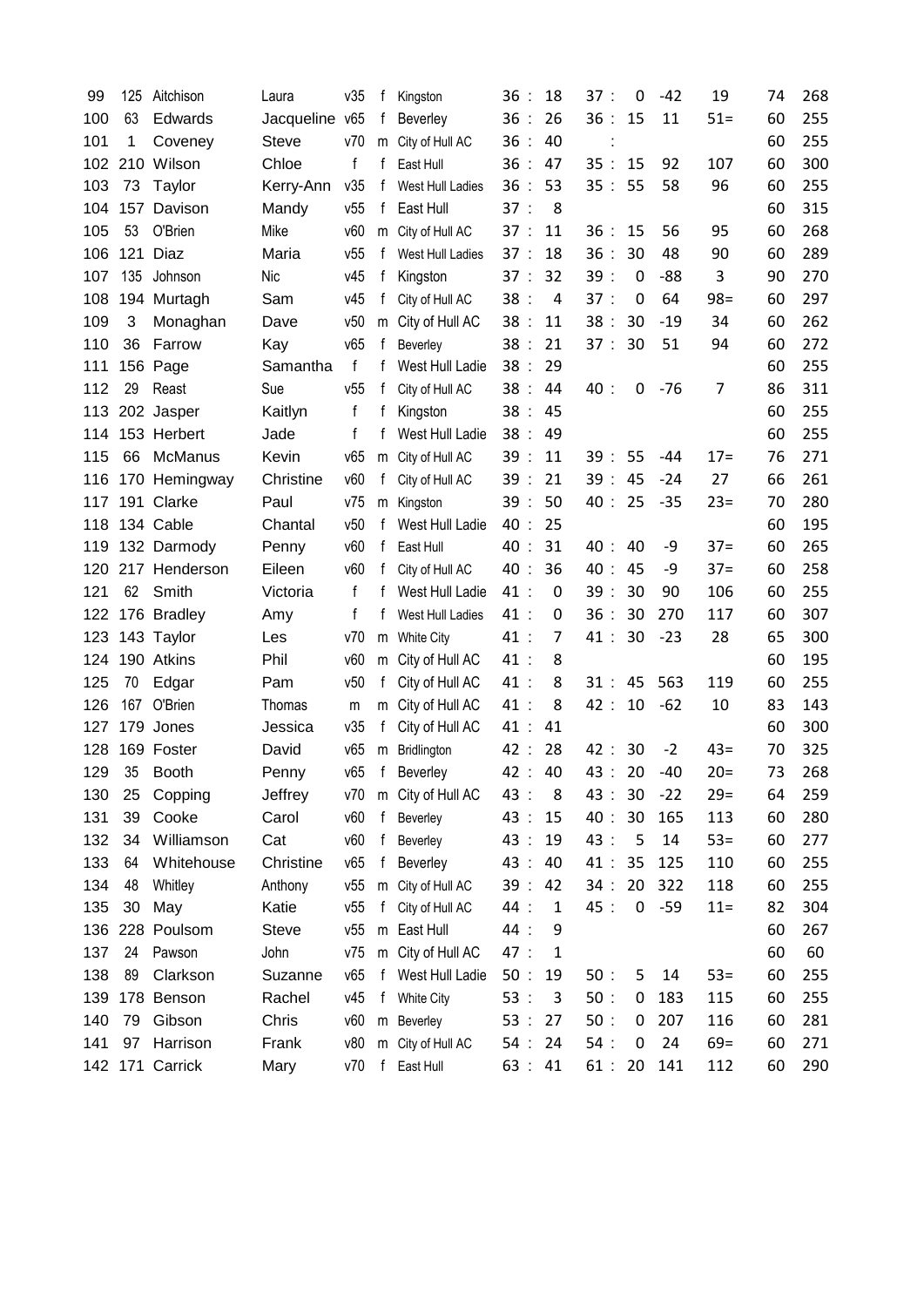| | | | | | | | | | | | | |
|---|---|---|---|---|---|---|---|---|---|---|---|---|
| 99 | 125 | Aitchison | Laura | v35 | f | Kingston | 36 : 18 | 37 : 0 | -42 | 19 | 74 | 268 |
| 100 | 63 | Edwards | Jacqueline | v65 | f | Beverley | 36 : 26 | 36 : 15 | 11 | 51= | 60 | 255 |
| 101 | 1 | Coveney | Steve | v70 | m | City of Hull AC | 36 : 40 | : | | | 60 | 255 |
| 102 | 210 | Wilson | Chloe | f | f | East Hull | 36 : 47 | 35 : 15 | 92 | 107 | 60 | 300 |
| 103 | 73 | Taylor | Kerry-Ann | v35 | f | West Hull Ladies | 36 : 53 | 35 : 55 | 58 | 96 | 60 | 255 |
| 104 | 157 | Davison | Mandy | v55 | f | East Hull | 37 : 8 | | | | 60 | 315 |
| 105 | 53 | O'Brien | Mike | v60 | m | City of Hull AC | 37 : 11 | 36 : 15 | 56 | 95 | 60 | 268 |
| 106 | 121 | Diaz | Maria | v55 | f | West Hull Ladies | 37 : 18 | 36 : 30 | 48 | 90 | 60 | 289 |
| 107 | 135 | Johnson | Nic | v45 | f | Kingston | 37 : 32 | 39 : 0 | -88 | 3 | 90 | 270 |
| 108 | 194 | Murtagh | Sam | v45 | f | City of Hull AC | 38 : 4 | 37 : 0 | 64 | 98= | 60 | 297 |
| 109 | 3 | Monaghan | Dave | v50 | m | City of Hull AC | 38 : 11 | 38 : 30 | -19 | 34 | 60 | 262 |
| 110 | 36 | Farrow | Kay | v65 | f | Beverley | 38 : 21 | 37 : 30 | 51 | 94 | 60 | 272 |
| 111 | 156 | Page | Samantha | f | f | West Hull Ladie | 38 : 29 | | | | 60 | 255 |
| 112 | 29 | Reast | Sue | v55 | f | City of Hull AC | 38 : 44 | 40 : 0 | -76 | 7 | 86 | 311 |
| 113 | 202 | Jasper | Kaitlyn | f | f | Kingston | 38 : 45 | | | | 60 | 255 |
| 114 | 153 | Herbert | Jade | f | f | West Hull Ladie | 38 : 49 | | | | 60 | 255 |
| 115 | 66 | McManus | Kevin | v65 | m | City of Hull AC | 39 : 11 | 39 : 55 | -44 | 17= | 76 | 271 |
| 116 | 170 | Hemingway | Christine | v60 | f | City of Hull AC | 39 : 21 | 39 : 45 | -24 | 27 | 66 | 261 |
| 117 | 191 | Clarke | Paul | v75 | m | Kingston | 39 : 50 | 40 : 25 | -35 | 23= | 70 | 280 |
| 118 | 134 | Cable | Chantal | v50 | f | West Hull Ladie | 40 : 25 | | | | 60 | 195 |
| 119 | 132 | Darmody | Penny | v60 | f | East Hull | 40 : 31 | 40 : 40 | -9 | 37= | 60 | 265 |
| 120 | 217 | Henderson | Eileen | v60 | f | City of Hull AC | 40 : 36 | 40 : 45 | -9 | 37= | 60 | 258 |
| 121 | 62 | Smith | Victoria | f | f | West Hull Ladie | 41 : 0 | 39 : 30 | 90 | 106 | 60 | 255 |
| 122 | 176 | Bradley | Amy | f | f | West Hull Ladies | 41 : 0 | 36 : 30 | 270 | 117 | 60 | 307 |
| 123 | 143 | Taylor | Les | v70 | m | White City | 41 : 7 | 41 : 30 | -23 | 28 | 65 | 300 |
| 124 | 190 | Atkins | Phil | v60 | m | City of Hull AC | 41 : 8 | | | | 60 | 195 |
| 125 | 70 | Edgar | Pam | v50 | f | City of Hull AC | 41 : 8 | 31 : 45 | 563 | 119 | 60 | 255 |
| 126 | 167 | O'Brien | Thomas | m | m | City of Hull AC | 41 : 8 | 42 : 10 | -62 | 10 | 83 | 143 |
| 127 | 179 | Jones | Jessica | v35 | f | City of Hull AC | 41 : 41 | | | | 60 | 300 |
| 128 | 169 | Foster | David | v65 | m | Bridlington | 42 : 28 | 42 : 30 | -2 | 43= | 70 | 325 |
| 129 | 35 | Booth | Penny | v65 | f | Beverley | 42 : 40 | 43 : 20 | -40 | 20= | 73 | 268 |
| 130 | 25 | Copping | Jeffrey | v70 | m | City of Hull AC | 43 : 8 | 43 : 30 | -22 | 29= | 64 | 259 |
| 131 | 39 | Cooke | Carol | v60 | f | Beverley | 43 : 15 | 40 : 30 | 165 | 113 | 60 | 280 |
| 132 | 34 | Williamson | Cat | v60 | f | Beverley | 43 : 19 | 43 : 5 | 14 | 53= | 60 | 277 |
| 133 | 64 | Whitehouse | Christine | v65 | f | Beverley | 43 : 40 | 41 : 35 | 125 | 110 | 60 | 255 |
| 134 | 48 | Whitley | Anthony | v55 | m | City of Hull AC | 39 : 42 | 34 : 20 | 322 | 118 | 60 | 255 |
| 135 | 30 | May | Katie | v55 | f | City of Hull AC | 44 : 1 | 45 : 0 | -59 | 11= | 82 | 304 |
| 136 | 228 | Poulsom | Steve | v55 | m | East Hull | 44 : 9 | | | | 60 | 267 |
| 137 | 24 | Pawson | John | v75 | m | City of Hull AC | 47 : 1 | | | | 60 | 60 |
| 138 | 89 | Clarkson | Suzanne | v65 | f | West Hull Ladie | 50 : 19 | 50 : 5 | 14 | 53= | 60 | 255 |
| 139 | 178 | Benson | Rachel | v45 | f | White City | 53 : 3 | 50 : 0 | 183 | 115 | 60 | 255 |
| 140 | 79 | Gibson | Chris | v60 | m | Beverley | 53 : 27 | 50 : 0 | 207 | 116 | 60 | 281 |
| 141 | 97 | Harrison | Frank | v80 | m | City of Hull AC | 54 : 24 | 54 : 0 | 24 | 69= | 60 | 271 |
| 142 | 171 | Carrick | Mary | v70 | f | East Hull | 63 : 41 | 61 : 20 | 141 | 112 | 60 | 290 |